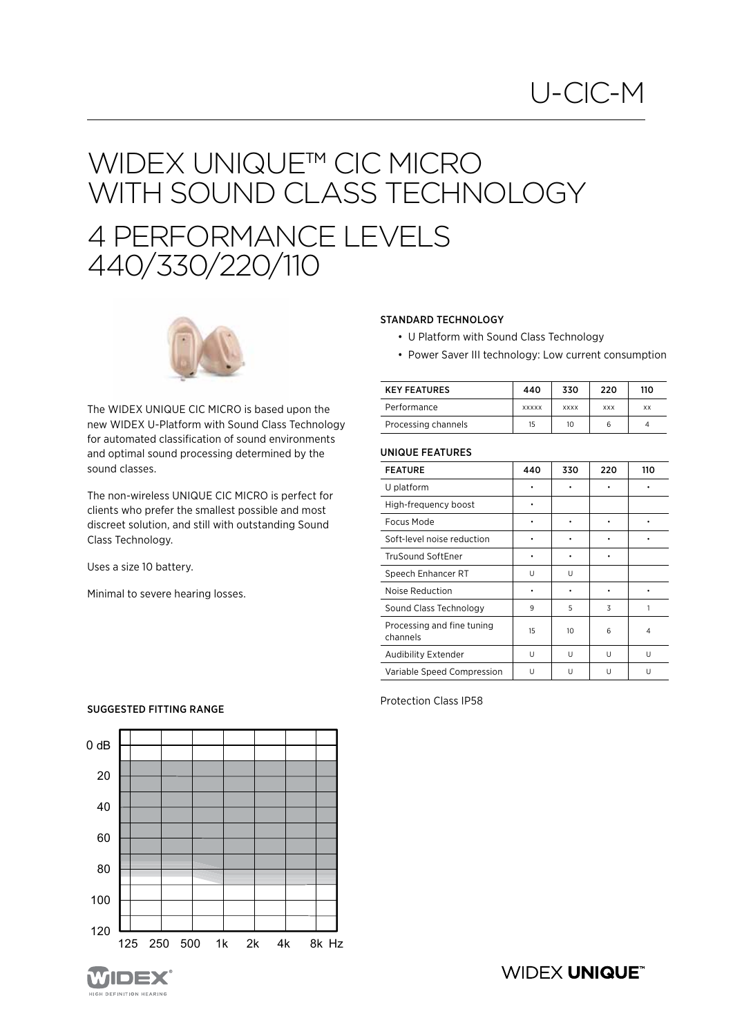# U-CIC-M

# WIDEX UNIQUE™ CIC MICRO WITH SOUND CLASS TECHNOLOGY

# 4 PERFORMANCE LEVELS 440/330/220/110

The WIDEX UNIQUE CIC MICRO is based upon the new WIDEX U-Platform with Sound Class Technology for automated classification of sound environments and optimal sound processing determined by the sound classes.

The non-wireless UNIQUE CIC MICRO is perfect for clients who prefer the smallest possible and most discreet solution, and still with outstanding Sound Class Technology.

Uses a size 10 battery.

Minimal to severe hearing losses.

### STANDARD TECHNOLOGY

- U Platform with Sound Class Technology
- Power Saver III technology: Low current consumption

| KEY FEATURES | 440 | 330 | 220 | 110 |
|---|---|---|---|---|
| Performance | xxxxx | xxxx | xxx | xx |
| Processing channels | 15 | 10 | 6 | 4 |

### UNIQUE FEATURES

| FEATURE | 440 | 330 | 220 | 110 |
|---|---|---|---|---|
| U platform | • | • | • | • |
| High-frequency boost | • | | | |
| Focus Mode | • | • | • | • |
| Soft-level noise reduction | • | • | • | • |
| TruSound SoftEner | • | • | • | |
| Speech Enhancer RT | U | U | | |
| Noise Reduction | • | • | • | • |
| Sound Class Technology | 9 | 5 | 3 | 1 |
| Processing and fine tuning channels | 15 | 10 | 6 | 4 |
| Audibility Extender | U | U | U | U |
| Variable Speed Compression | U | U | U | U |

Protection Class IP58

### SUGGESTED FITTING RANGE

(Chart: dB 0–120 vs. frequency 125, 250, 500, 1k, 2k, 4k, 8k Hz)

WIDEX UNIQUE™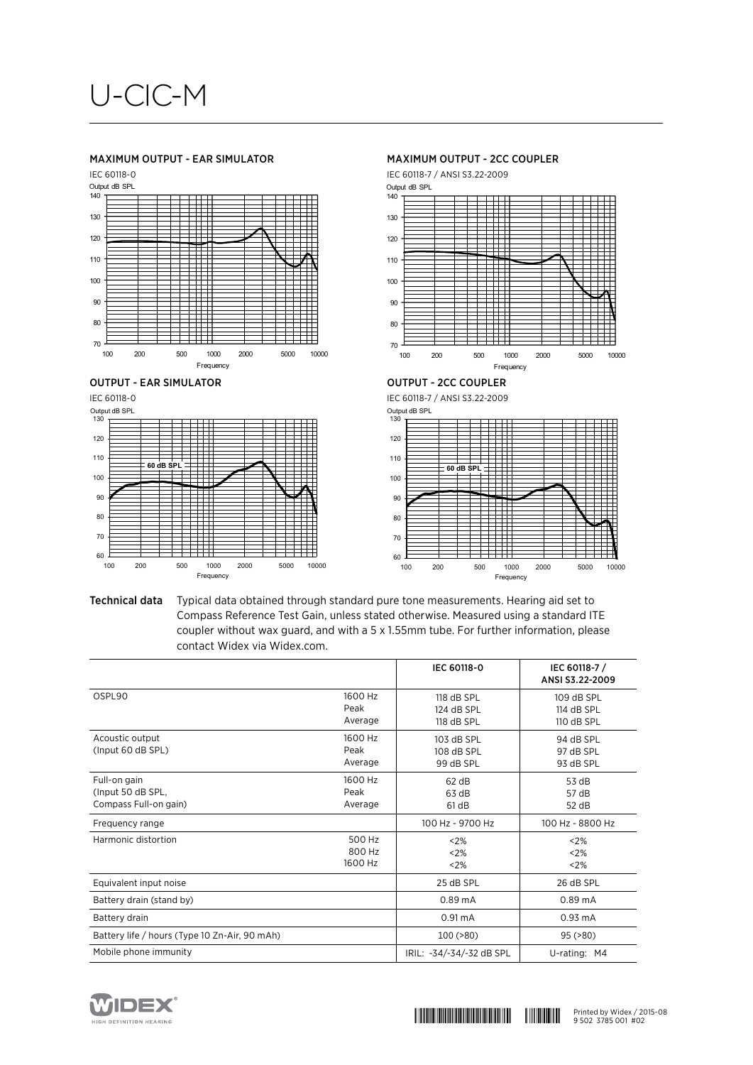# U-CIC-M

### MAXIMUM OUTPUT - EAR SIMULATOR

IEC 60118-0

Output dB SPL

140
130
120
110
100
90
80
70

100 200 500 1000 2000 5000 10000

Frequency

### MAXIMUM OUTPUT - 2CC COUPLER

IEC 60118-7 / ANSI S3.22-2009

Output dB SPL

140
130
120
110
100
90
80
70

100 200 500 1000 2000 5000 10000

Frequency

### OUTPUT - EAR SIMULATOR

IEC 60118-0

Output dB SPL

130
120
110
100
90
80
70
60

60 dB SPL

100 200 500 1000 2000 5000 10000

Frequency

### OUTPUT - 2CC COUPLER

IEC 60118-7 / ANSI S3.22-2009

Output dB SPL

130
120
110
100
90
80
70
60

60 dB SPL

100 200 500 1000 2000 5000 10000

Frequency

**Technical data** Typical data obtained through standard pure tone measurements. Hearing aid set to Compass Reference Test Gain, unless stated otherwise. Measured using a standard ITE coupler without wax guard, and with a 5 x 1.55mm tube. For further information, please contact Widex via Widex.com.

| | | IEC 60118-0 | IEC 60118-7 / ANSI S3.22-2009 |
|---|---|---|---|
| OSPL90 | 1600 Hz<br>Peak<br>Average | 118 dB SPL<br>124 dB SPL<br>118 dB SPL | 109 dB SPL<br>114 dB SPL<br>110 dB SPL |
| Acoustic output<br>(Input 60 dB SPL) | 1600 Hz<br>Peak<br>Average | 103 dB SPL<br>108 dB SPL<br>99 dB SPL | 94 dB SPL<br>97 dB SPL<br>93 dB SPL |
| Full-on gain<br>(Input 50 dB SPL,<br>Compass Full-on gain) | 1600 Hz<br>Peak<br>Average | 62 dB<br>63 dB<br>61 dB | 53 dB<br>57 dB<br>52 dB |
| Frequency range | | 100 Hz - 9700 Hz | 100 Hz - 8800 Hz |
| Harmonic distortion | 500 Hz<br>800 Hz<br>1600 Hz | <2%<br><2%<br><2% | <2%<br><2%<br><2% |
| Equivalent input noise | | 25 dB SPL | 26 dB SPL |
| Battery drain (stand by) | | 0.89 mA | 0.89 mA |
| Battery drain | | 0.91 mA | 0.93 mA |
| Battery life / hours (Type 10 Zn-Air, 90 mAh) | | 100 (>80) | 95 (>80) |
| Mobile phone immunity | | IRIL: -34/-34/-32 dB SPL | U-rating: M4 |

WIDEX®
HIGH DEFINITION HEARING

Printed by Widex / 2015-08
9 502 3785 001 #02